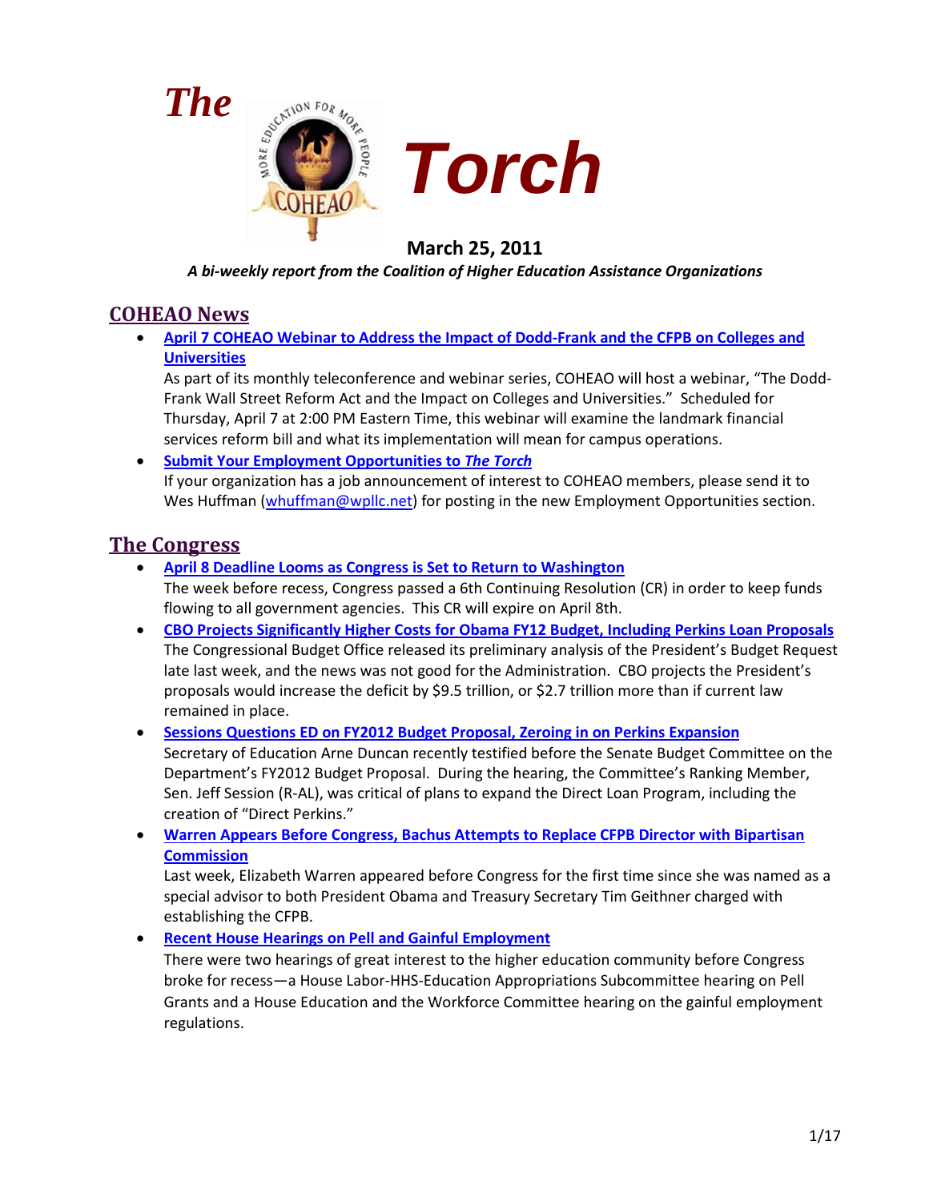# *The* *Torch*

**March 25, 2011**

***A bi-weekly report from the Coalition of Higher Education Assistance Organizations***

## COHEAO News

- **April 7 COHEAO Webinar to Address the Impact of Dodd-Frank and the CFPB on Colleges and Universities**
  As part of its monthly teleconference and webinar series, COHEAO will host a webinar, "The Dodd-Frank Wall Street Reform Act and the Impact on Colleges and Universities." Scheduled for Thursday, April 7 at 2:00 PM Eastern Time, this webinar will examine the landmark financial services reform bill and what its implementation will mean for campus operations.
- **Submit Your Employment Opportunities to *The Torch***
  If your organization has a job announcement of interest to COHEAO members, please send it to Wes Huffman (whuffman@wpllc.net) for posting in the new Employment Opportunities section.

## The Congress

- **April 8 Deadline Looms as Congress is Set to Return to Washington**
  The week before recess, Congress passed a 6th Continuing Resolution (CR) in order to keep funds flowing to all government agencies. This CR will expire on April 8th.
- **CBO Projects Significantly Higher Costs for Obama FY12 Budget, Including Perkins Loan Proposals**
  The Congressional Budget Office released its preliminary analysis of the President's Budget Request late last week, and the news was not good for the Administration. CBO projects the President's proposals would increase the deficit by $9.5 trillion, or $2.7 trillion more than if current law remained in place.
- **Sessions Questions ED on FY2012 Budget Proposal, Zeroing in on Perkins Expansion**
  Secretary of Education Arne Duncan recently testified before the Senate Budget Committee on the Department's FY2012 Budget Proposal. During the hearing, the Committee's Ranking Member, Sen. Jeff Session (R-AL), was critical of plans to expand the Direct Loan Program, including the creation of "Direct Perkins."
- **Warren Appears Before Congress, Bachus Attempts to Replace CFPB Director with Bipartisan Commission**
  Last week, Elizabeth Warren appeared before Congress for the first time since she was named as a special advisor to both President Obama and Treasury Secretary Tim Geithner charged with establishing the CFPB.
- **Recent House Hearings on Pell and Gainful Employment**
  There were two hearings of great interest to the higher education community before Congress broke for recess—a House Labor-HHS-Education Appropriations Subcommittee hearing on Pell Grants and a House Education and the Workforce Committee hearing on the gainful employment regulations.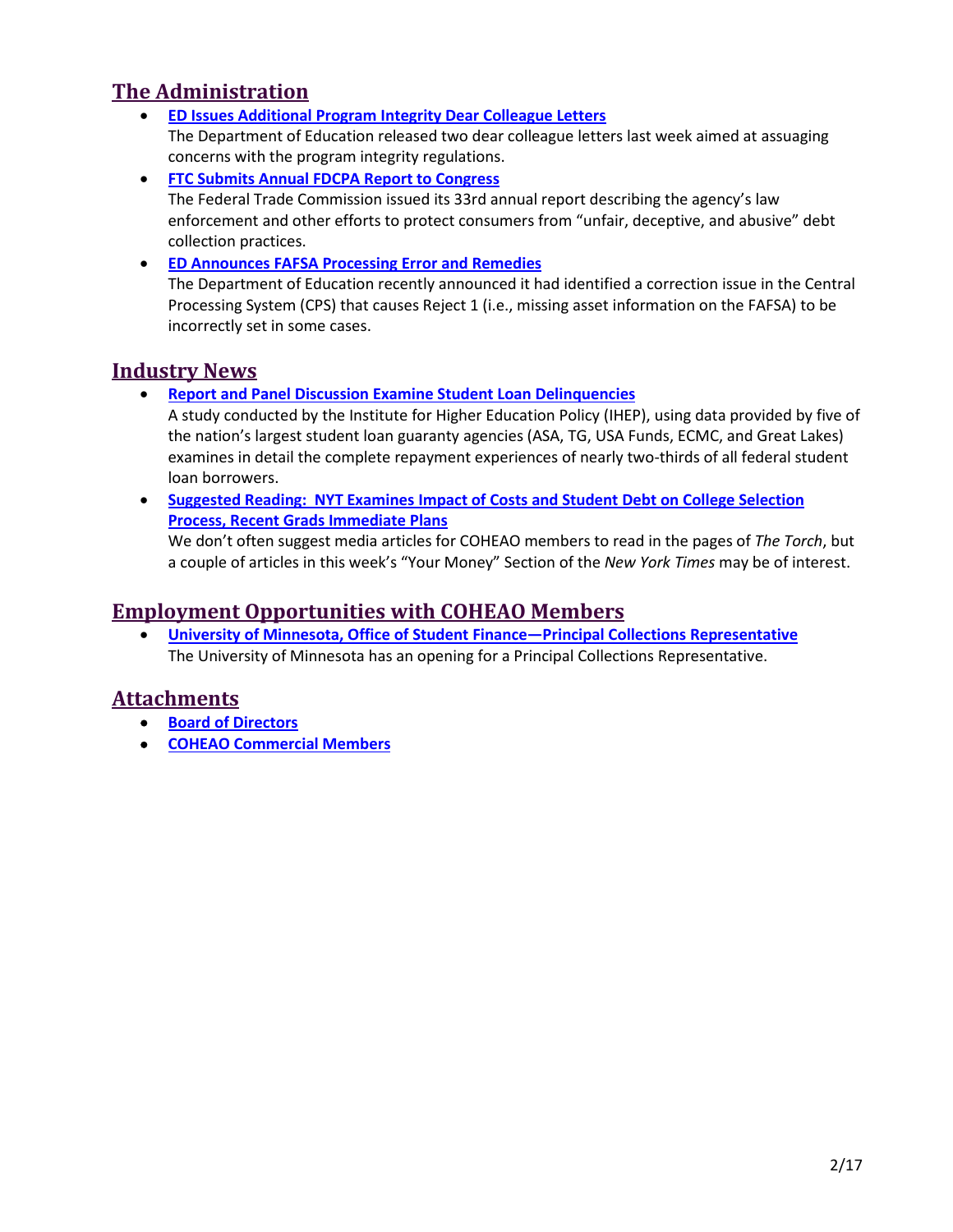## The Administration

- **ED Issues Additional Program Integrity Dear Colleague Letters**
  The Department of Education released two dear colleague letters last week aimed at assuaging concerns with the program integrity regulations.
- **FTC Submits Annual FDCPA Report to Congress**
  The Federal Trade Commission issued its 33rd annual report describing the agency's law enforcement and other efforts to protect consumers from "unfair, deceptive, and abusive" debt collection practices.
- **ED Announces FAFSA Processing Error and Remedies**
  The Department of Education recently announced it had identified a correction issue in the Central Processing System (CPS) that causes Reject 1 (i.e., missing asset information on the FAFSA) to be incorrectly set in some cases.

## Industry News

- **Report and Panel Discussion Examine Student Loan Delinquencies**
  A study conducted by the Institute for Higher Education Policy (IHEP), using data provided by five of the nation's largest student loan guaranty agencies (ASA, TG, USA Funds, ECMC, and Great Lakes) examines in detail the complete repayment experiences of nearly two-thirds of all federal student loan borrowers.
- **Suggested Reading: NYT Examines Impact of Costs and Student Debt on College Selection Process, Recent Grads Immediate Plans**
  We don't often suggest media articles for COHEAO members to read in the pages of *The Torch*, but a couple of articles in this week's "Your Money" Section of the *New York Times* may be of interest.

## Employment Opportunities with COHEAO Members

- **University of Minnesota, Office of Student Finance—Principal Collections Representative**
  The University of Minnesota has an opening for a Principal Collections Representative.

## Attachments

- **Board of Directors**
- **COHEAO Commercial Members**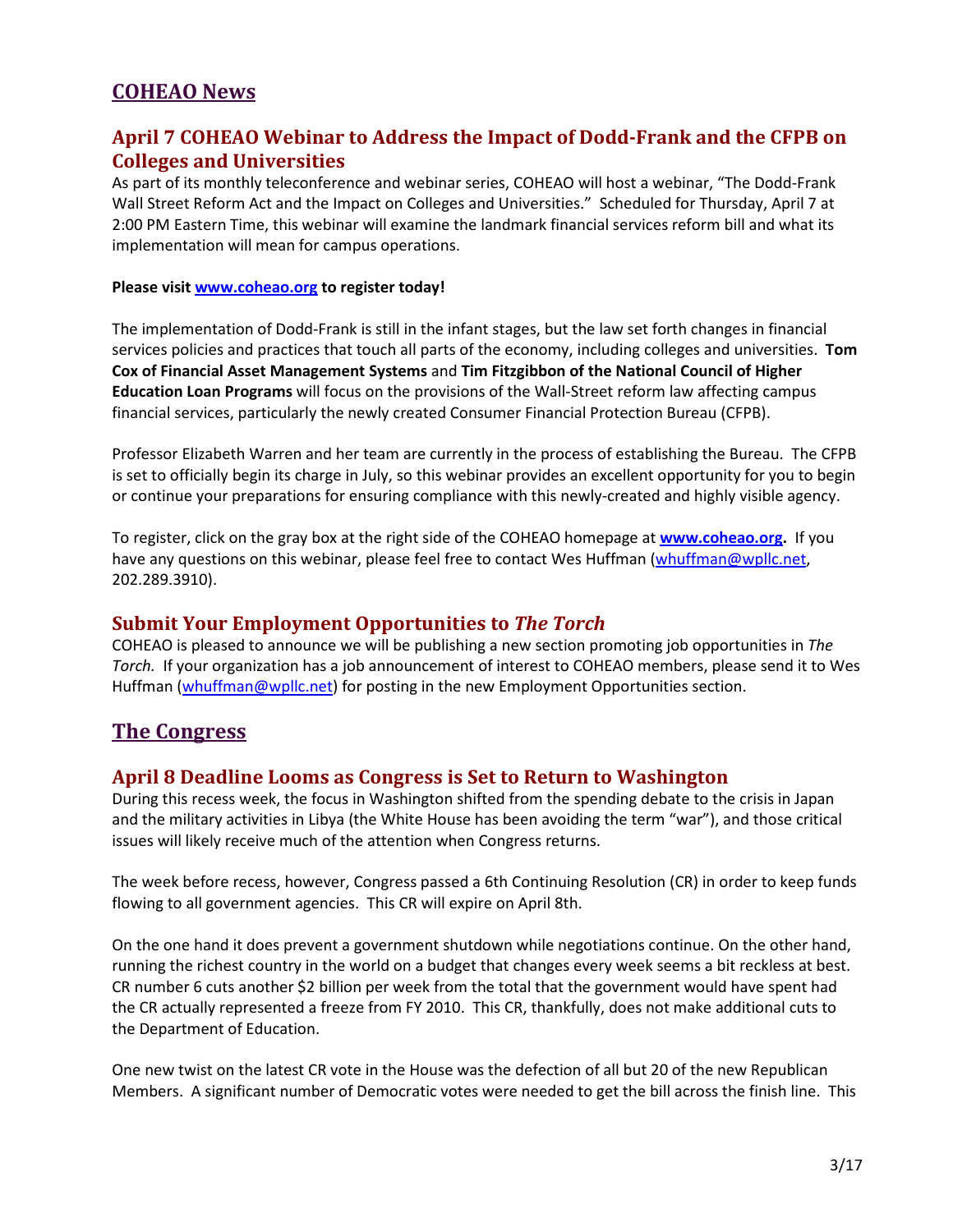## COHEAO News

### April 7 COHEAO Webinar to Address the Impact of Dodd-Frank and the CFPB on Colleges and Universities

As part of its monthly teleconference and webinar series, COHEAO will host a webinar, "The Dodd-Frank Wall Street Reform Act and the Impact on Colleges and Universities." Scheduled for Thursday, April 7 at 2:00 PM Eastern Time, this webinar will examine the landmark financial services reform bill and what its implementation will mean for campus operations.

**Please visit [www.coheao.org](www.coheao.org) to register today!**

The implementation of Dodd-Frank is still in the infant stages, but the law set forth changes in financial services policies and practices that touch all parts of the economy, including colleges and universities. **Tom Cox of Financial Asset Management Systems** and **Tim Fitzgibbon of the National Council of Higher Education Loan Programs** will focus on the provisions of the Wall-Street reform law affecting campus financial services, particularly the newly created Consumer Financial Protection Bureau (CFPB).

Professor Elizabeth Warren and her team are currently in the process of establishing the Bureau. The CFPB is set to officially begin its charge in July, so this webinar provides an excellent opportunity for you to begin or continue your preparations for ensuring compliance with this newly-created and highly visible agency.

To register, click on the gray box at the right side of the COHEAO homepage at **[www.coheao.org](www.coheao.org).** If you have any questions on this webinar, please feel free to contact Wes Huffman (whuffman@wpllc.net, 202.289.3910).

### Submit Your Employment Opportunities to *The Torch*

COHEAO is pleased to announce we will be publishing a new section promoting job opportunities in *The Torch.* If your organization has a job announcement of interest to COHEAO members, please send it to Wes Huffman (whuffman@wpllc.net) for posting in the new Employment Opportunities section.

## The Congress

### April 8 Deadline Looms as Congress is Set to Return to Washington

During this recess week, the focus in Washington shifted from the spending debate to the crisis in Japan and the military activities in Libya (the White House has been avoiding the term "war"), and those critical issues will likely receive much of the attention when Congress returns.

The week before recess, however, Congress passed a 6th Continuing Resolution (CR) in order to keep funds flowing to all government agencies. This CR will expire on April 8th.

On the one hand it does prevent a government shutdown while negotiations continue. On the other hand, running the richest country in the world on a budget that changes every week seems a bit reckless at best. CR number 6 cuts another $2 billion per week from the total that the government would have spent had the CR actually represented a freeze from FY 2010. This CR, thankfully, does not make additional cuts to the Department of Education.

One new twist on the latest CR vote in the House was the defection of all but 20 of the new Republican Members. A significant number of Democratic votes were needed to get the bill across the finish line. This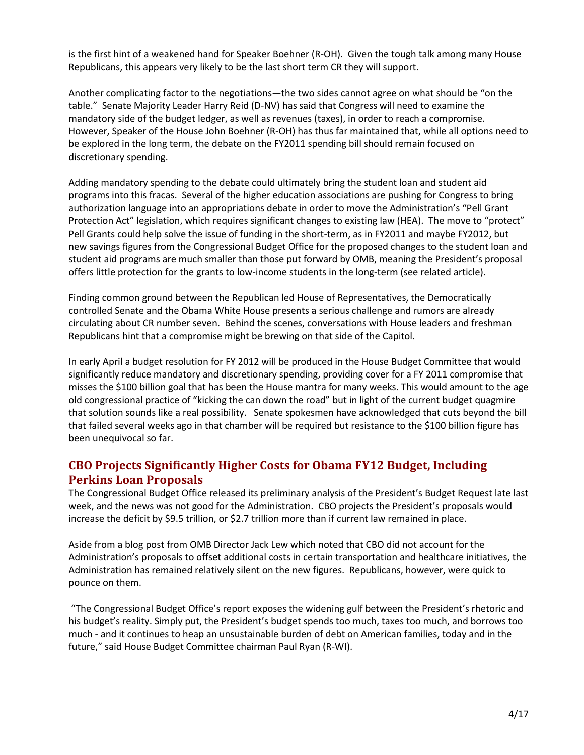is the first hint of a weakened hand for Speaker Boehner (R-OH). Given the tough talk among many House Republicans, this appears very likely to be the last short term CR they will support.

Another complicating factor to the negotiations—the two sides cannot agree on what should be "on the table." Senate Majority Leader Harry Reid (D-NV) has said that Congress will need to examine the mandatory side of the budget ledger, as well as revenues (taxes), in order to reach a compromise. However, Speaker of the House John Boehner (R-OH) has thus far maintained that, while all options need to be explored in the long term, the debate on the FY2011 spending bill should remain focused on discretionary spending.

Adding mandatory spending to the debate could ultimately bring the student loan and student aid programs into this fracas. Several of the higher education associations are pushing for Congress to bring authorization language into an appropriations debate in order to move the Administration's "Pell Grant Protection Act" legislation, which requires significant changes to existing law (HEA). The move to "protect" Pell Grants could help solve the issue of funding in the short-term, as in FY2011 and maybe FY2012, but new savings figures from the Congressional Budget Office for the proposed changes to the student loan and student aid programs are much smaller than those put forward by OMB, meaning the President's proposal offers little protection for the grants to low-income students in the long-term (see related article).

Finding common ground between the Republican led House of Representatives, the Democratically controlled Senate and the Obama White House presents a serious challenge and rumors are already circulating about CR number seven. Behind the scenes, conversations with House leaders and freshman Republicans hint that a compromise might be brewing on that side of the Capitol.

In early April a budget resolution for FY 2012 will be produced in the House Budget Committee that would significantly reduce mandatory and discretionary spending, providing cover for a FY 2011 compromise that misses the $100 billion goal that has been the House mantra for many weeks. This would amount to the age old congressional practice of "kicking the can down the road" but in light of the current budget quagmire that solution sounds like a real possibility. Senate spokesmen have acknowledged that cuts beyond the bill that failed several weeks ago in that chamber will be required but resistance to the $100 billion figure has been unequivocal so far.

## CBO Projects Significantly Higher Costs for Obama FY12 Budget, Including Perkins Loan Proposals

The Congressional Budget Office released its preliminary analysis of the President's Budget Request late last week, and the news was not good for the Administration. CBO projects the President's proposals would increase the deficit by $9.5 trillion, or $2.7 trillion more than if current law remained in place.

Aside from a blog post from OMB Director Jack Lew which noted that CBO did not account for the Administration's proposals to offset additional costs in certain transportation and healthcare initiatives, the Administration has remained relatively silent on the new figures. Republicans, however, were quick to pounce on them.

"The Congressional Budget Office's report exposes the widening gulf between the President's rhetoric and his budget's reality. Simply put, the President's budget spends too much, taxes too much, and borrows too much - and it continues to heap an unsustainable burden of debt on American families, today and in the future," said House Budget Committee chairman Paul Ryan (R-WI).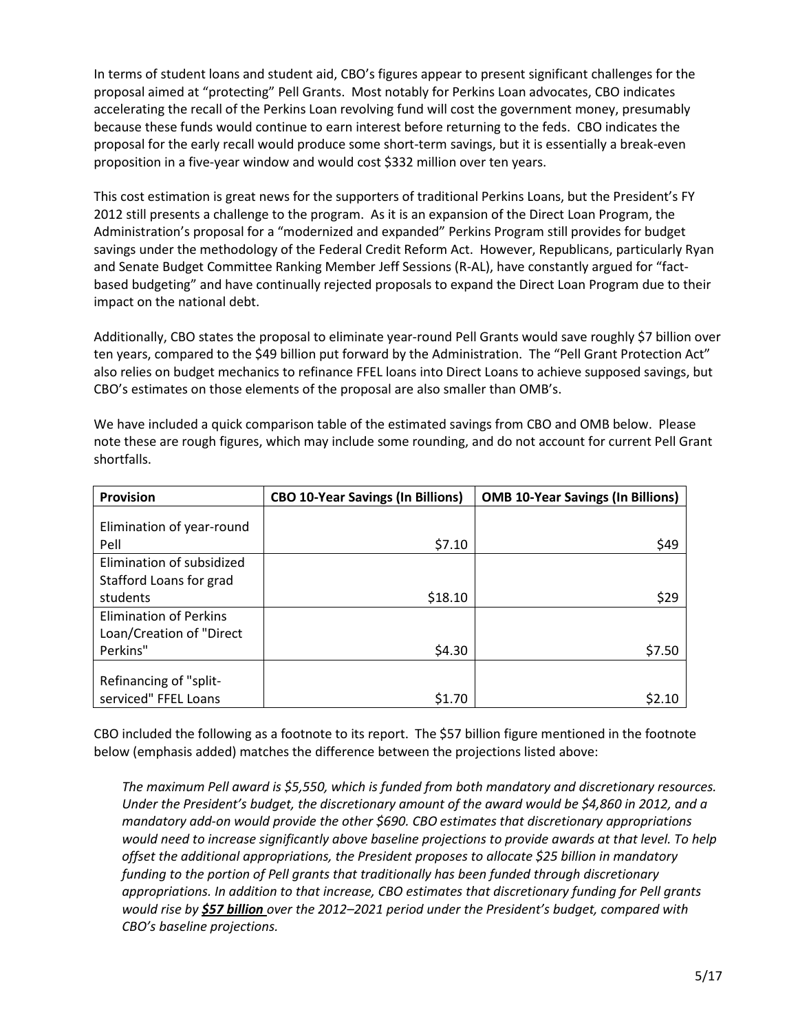In terms of student loans and student aid, CBO's figures appear to present significant challenges for the proposal aimed at "protecting" Pell Grants. Most notably for Perkins Loan advocates, CBO indicates accelerating the recall of the Perkins Loan revolving fund will cost the government money, presumably because these funds would continue to earn interest before returning to the feds. CBO indicates the proposal for the early recall would produce some short-term savings, but it is essentially a break-even proposition in a five-year window and would cost $332 million over ten years.

This cost estimation is great news for the supporters of traditional Perkins Loans, but the President's FY 2012 still presents a challenge to the program. As it is an expansion of the Direct Loan Program, the Administration's proposal for a "modernized and expanded" Perkins Program still provides for budget savings under the methodology of the Federal Credit Reform Act. However, Republicans, particularly Ryan and Senate Budget Committee Ranking Member Jeff Sessions (R-AL), have constantly argued for "fact-based budgeting" and have continually rejected proposals to expand the Direct Loan Program due to their impact on the national debt.

Additionally, CBO states the proposal to eliminate year-round Pell Grants would save roughly $7 billion over ten years, compared to the $49 billion put forward by the Administration. The "Pell Grant Protection Act" also relies on budget mechanics to refinance FFEL loans into Direct Loans to achieve supposed savings, but CBO's estimates on those elements of the proposal are also smaller than OMB's.

We have included a quick comparison table of the estimated savings from CBO and OMB below. Please note these are rough figures, which may include some rounding, and do not account for current Pell Grant shortfalls.

| Provision | CBO 10-Year Savings (In Billions) | OMB 10-Year Savings (In Billions) |
|---|---:|---:|
| Elimination of year-round Pell | $7.10 | $49 |
| Elimination of subsidized Stafford Loans for grad students | $18.10 | $29 |
| Elimination of Perkins Loan/Creation of "Direct Perkins" | $4.30 | $7.50 |
| Refinancing of "split-serviced" FFEL Loans | $1.70 | $2.10 |

CBO included the following as a footnote to its report. The $57 billion figure mentioned in the footnote below (emphasis added) matches the difference between the projections listed above:

> *The maximum Pell award is $5,550, which is funded from both mandatory and discretionary resources. Under the President's budget, the discretionary amount of the award would be $4,860 in 2012, and a mandatory add-on would provide the other $690. CBO estimates that discretionary appropriations would need to increase significantly above baseline projections to provide awards at that level. To help offset the additional appropriations, the President proposes to allocate $25 billion in mandatory funding to the portion of Pell grants that traditionally has been funded through discretionary appropriations. In addition to that increase, CBO estimates that discretionary funding for Pell grants would rise by* ***$57 billion*** *over the 2012–2021 period under the President's budget, compared with CBO's baseline projections.*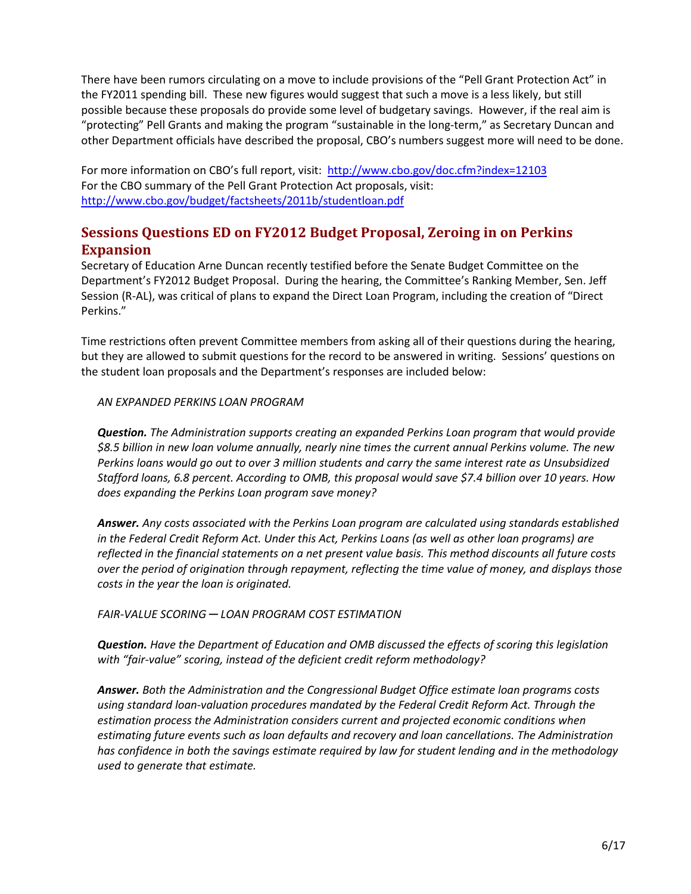There have been rumors circulating on a move to include provisions of the "Pell Grant Protection Act" in the FY2011 spending bill. These new figures would suggest that such a move is a less likely, but still possible because these proposals do provide some level of budgetary savings. However, if the real aim is "protecting" Pell Grants and making the program "sustainable in the long-term," as Secretary Duncan and other Department officials have described the proposal, CBO's numbers suggest more will need to be done.

For more information on CBO's full report, visit: [http://www.cbo.gov/doc.cfm?index=12103](http://www.cbo.gov/doc.cfm?index=12103)
For the CBO summary of the Pell Grant Protection Act proposals, visit:
[http://www.cbo.gov/budget/factsheets/2011b/studentloan.pdf](http://www.cbo.gov/budget/factsheets/2011b/studentloan.pdf)

## Sessions Questions ED on FY2012 Budget Proposal, Zeroing in on Perkins Expansion

Secretary of Education Arne Duncan recently testified before the Senate Budget Committee on the Department's FY2012 Budget Proposal. During the hearing, the Committee's Ranking Member, Sen. Jeff Session (R-AL), was critical of plans to expand the Direct Loan Program, including the creation of "Direct Perkins."

Time restrictions often prevent Committee members from asking all of their questions during the hearing, but they are allowed to submit questions for the record to be answered in writing. Sessions' questions on the student loan proposals and the Department's responses are included below:

> *AN EXPANDED PERKINS LOAN PROGRAM*
>
> ***Question.*** *The Administration supports creating an expanded Perkins Loan program that would provide $8.5 billion in new loan volume annually, nearly nine times the current annual Perkins volume. The new Perkins loans would go out to over 3 million students and carry the same interest rate as Unsubsidized Stafford loans, 6.8 percent. According to OMB, this proposal would save $7.4 billion over 10 years. How does expanding the Perkins Loan program save money?*
>
> ***Answer.*** *Any costs associated with the Perkins Loan program are calculated using standards established in the Federal Credit Reform Act. Under this Act, Perkins Loans (as well as other loan programs) are reflected in the financial statements on a net present value basis. This method discounts all future costs over the period of origination through repayment, reflecting the time value of money, and displays those costs in the year the loan is originated.*
>
> *FAIR-VALUE SCORING — LOAN PROGRAM COST ESTIMATION*
>
> ***Question.*** *Have the Department of Education and OMB discussed the effects of scoring this legislation with "fair-value" scoring, instead of the deficient credit reform methodology?*
>
> ***Answer.*** *Both the Administration and the Congressional Budget Office estimate loan programs costs using standard loan-valuation procedures mandated by the Federal Credit Reform Act. Through the estimation process the Administration considers current and projected economic conditions when estimating future events such as loan defaults and recovery and loan cancellations. The Administration has confidence in both the savings estimate required by law for student lending and in the methodology used to generate that estimate.*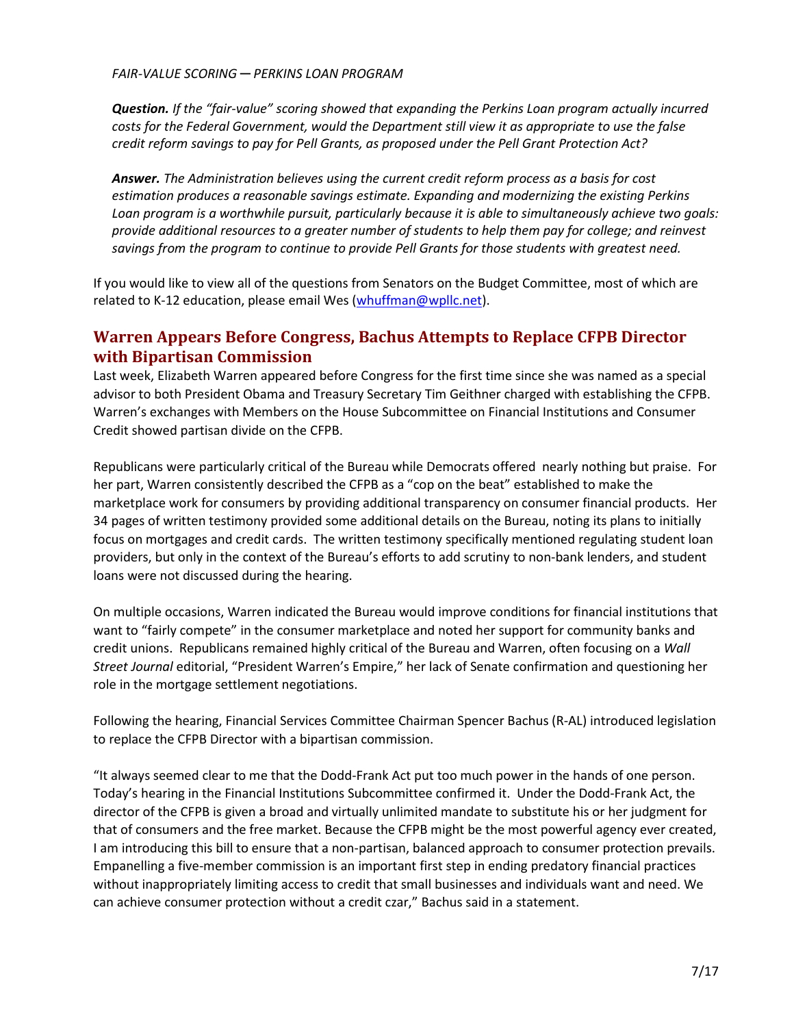*FAIR-VALUE SCORING — PERKINS LOAN PROGRAM*

***Question.*** *If the "fair-value" scoring showed that expanding the Perkins Loan program actually incurred costs for the Federal Government, would the Department still view it as appropriate to use the false credit reform savings to pay for Pell Grants, as proposed under the Pell Grant Protection Act?*

***Answer.*** *The Administration believes using the current credit reform process as a basis for cost estimation produces a reasonable savings estimate. Expanding and modernizing the existing Perkins Loan program is a worthwhile pursuit, particularly because it is able to simultaneously achieve two goals: provide additional resources to a greater number of students to help them pay for college; and reinvest savings from the program to continue to provide Pell Grants for those students with greatest need.*

If you would like to view all of the questions from Senators on the Budget Committee, most of which are related to K-12 education, please email Wes (whuffman@wpllc.net).

## Warren Appears Before Congress, Bachus Attempts to Replace CFPB Director with Bipartisan Commission

Last week, Elizabeth Warren appeared before Congress for the first time since she was named as a special advisor to both President Obama and Treasury Secretary Tim Geithner charged with establishing the CFPB. Warren's exchanges with Members on the House Subcommittee on Financial Institutions and Consumer Credit showed partisan divide on the CFPB.

Republicans were particularly critical of the Bureau while Democrats offered nearly nothing but praise. For her part, Warren consistently described the CFPB as a "cop on the beat" established to make the marketplace work for consumers by providing additional transparency on consumer financial products. Her 34 pages of written testimony provided some additional details on the Bureau, noting its plans to initially focus on mortgages and credit cards. The written testimony specifically mentioned regulating student loan providers, but only in the context of the Bureau's efforts to add scrutiny to non-bank lenders, and student loans were not discussed during the hearing.

On multiple occasions, Warren indicated the Bureau would improve conditions for financial institutions that want to "fairly compete" in the consumer marketplace and noted her support for community banks and credit unions. Republicans remained highly critical of the Bureau and Warren, often focusing on a *Wall Street Journal* editorial, "President Warren's Empire," her lack of Senate confirmation and questioning her role in the mortgage settlement negotiations.

Following the hearing, Financial Services Committee Chairman Spencer Bachus (R-AL) introduced legislation to replace the CFPB Director with a bipartisan commission.

"It always seemed clear to me that the Dodd-Frank Act put too much power in the hands of one person. Today's hearing in the Financial Institutions Subcommittee confirmed it. Under the Dodd-Frank Act, the director of the CFPB is given a broad and virtually unlimited mandate to substitute his or her judgment for that of consumers and the free market. Because the CFPB might be the most powerful agency ever created, I am introducing this bill to ensure that a non-partisan, balanced approach to consumer protection prevails. Empanelling a five-member commission is an important first step in ending predatory financial practices without inappropriately limiting access to credit that small businesses and individuals want and need. We can achieve consumer protection without a credit czar," Bachus said in a statement.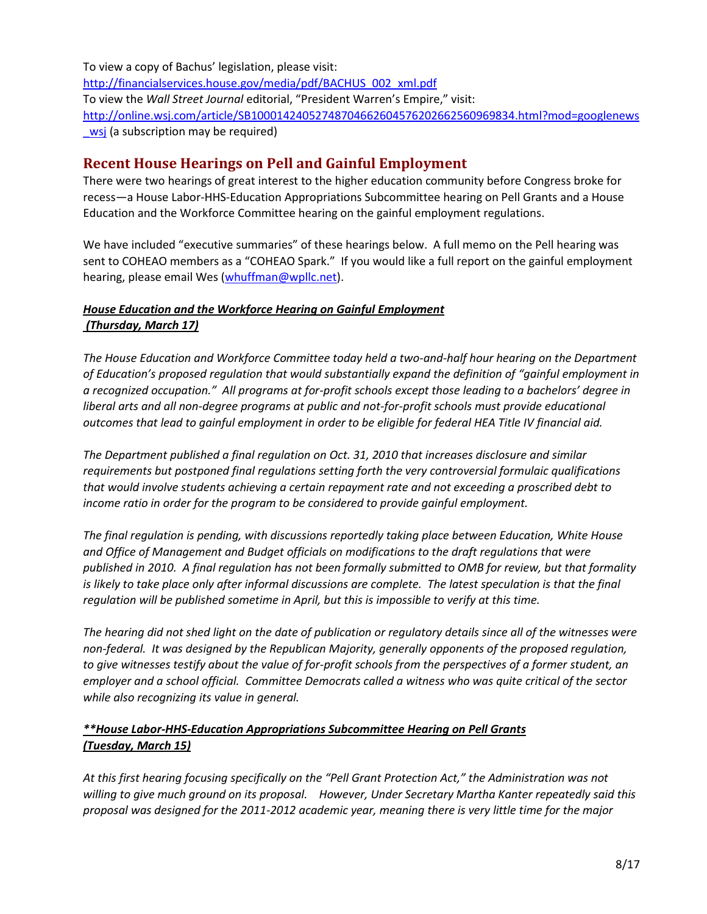To view a copy of Bachus' legislation, please visit:
http://financialservices.house.gov/media/pdf/BACHUS_002_xml.pdf
To view the *Wall Street Journal* editorial, "President Warren's Empire," visit:
http://online.wsj.com/article/SB10001424052748704662604576202662560969834.html?mod=googlenews_wsj (a subscription may be required)

## Recent House Hearings on Pell and Gainful Employment

There were two hearings of great interest to the higher education community before Congress broke for recess—a House Labor-HHS-Education Appropriations Subcommittee hearing on Pell Grants and a House Education and the Workforce Committee hearing on the gainful employment regulations.

We have included "executive summaries" of these hearings below. A full memo on the Pell hearing was sent to COHEAO members as a "COHEAO Spark." If you would like a full report on the gainful employment hearing, please email Wes (whuffman@wpllc.net).

***House Education and the Workforce Hearing on Gainful Employment (Thursday, March 17)***

*The House Education and Workforce Committee today held a two-and-half hour hearing on the Department of Education's proposed regulation that would substantially expand the definition of "gainful employment in a recognized occupation." All programs at for-profit schools except those leading to a bachelors' degree in liberal arts and all non-degree programs at public and not-for-profit schools must provide educational outcomes that lead to gainful employment in order to be eligible for federal HEA Title IV financial aid.*

*The Department published a final regulation on Oct. 31, 2010 that increases disclosure and similar requirements but postponed final regulations setting forth the very controversial formulaic qualifications that would involve students achieving a certain repayment rate and not exceeding a proscribed debt to income ratio in order for the program to be considered to provide gainful employment.*

*The final regulation is pending, with discussions reportedly taking place between Education, White House and Office of Management and Budget officials on modifications to the draft regulations that were published in 2010. A final regulation has not been formally submitted to OMB for review, but that formality is likely to take place only after informal discussions are complete. The latest speculation is that the final regulation will be published sometime in April, but this is impossible to verify at this time.*

*The hearing did not shed light on the date of publication or regulatory details since all of the witnesses were non-federal. It was designed by the Republican Majority, generally opponents of the proposed regulation, to give witnesses testify about the value of for-profit schools from the perspectives of a former student, an employer and a school official. Committee Democrats called a witness who was quite critical of the sector while also recognizing its value in general.*

***\*\*House Labor-HHS-Education Appropriations Subcommittee Hearing on Pell Grants (Tuesday, March 15)***

*At this first hearing focusing specifically on the "Pell Grant Protection Act," the Administration was not willing to give much ground on its proposal. However, Under Secretary Martha Kanter repeatedly said this proposal was designed for the 2011-2012 academic year, meaning there is very little time for the major*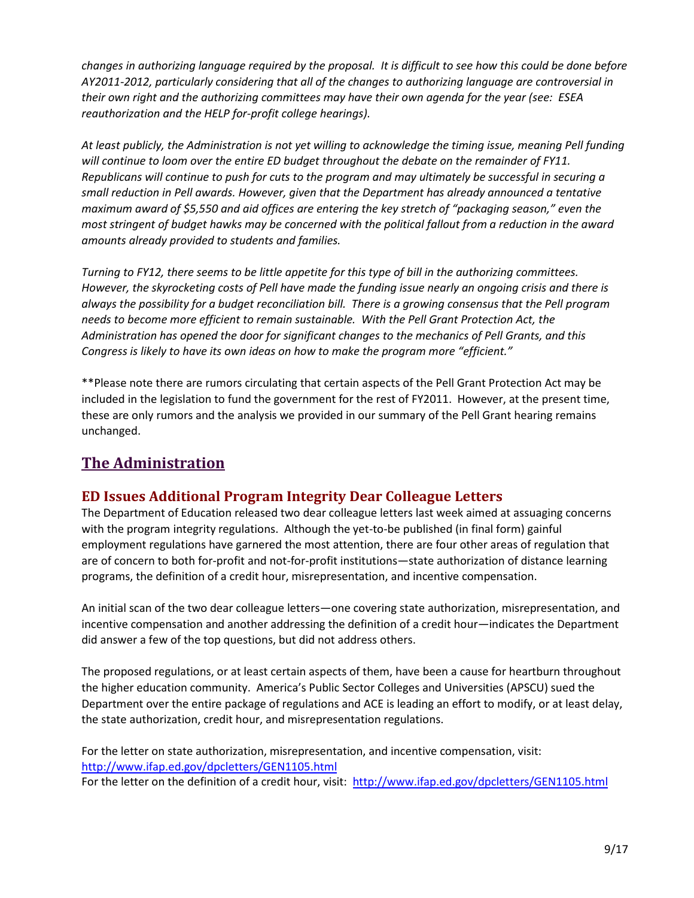*changes in authorizing language required by the proposal. It is difficult to see how this could be done before AY2011-2012, particularly considering that all of the changes to authorizing language are controversial in their own right and the authorizing committees may have their own agenda for the year (see: ESEA reauthorization and the HELP for-profit college hearings).*

*At least publicly, the Administration is not yet willing to acknowledge the timing issue, meaning Pell funding will continue to loom over the entire ED budget throughout the debate on the remainder of FY11. Republicans will continue to push for cuts to the program and may ultimately be successful in securing a small reduction in Pell awards. However, given that the Department has already announced a tentative maximum award of $5,550 and aid offices are entering the key stretch of "packaging season," even the most stringent of budget hawks may be concerned with the political fallout from a reduction in the award amounts already provided to students and families.*

*Turning to FY12, there seems to be little appetite for this type of bill in the authorizing committees. However, the skyrocketing costs of Pell have made the funding issue nearly an ongoing crisis and there is always the possibility for a budget reconciliation bill. There is a growing consensus that the Pell program needs to become more efficient to remain sustainable. With the Pell Grant Protection Act, the Administration has opened the door for significant changes to the mechanics of Pell Grants, and this Congress is likely to have its own ideas on how to make the program more "efficient."*

**Please note there are rumors circulating that certain aspects of the Pell Grant Protection Act may be included in the legislation to fund the government for the rest of FY2011. However, at the present time, these are only rumors and the analysis we provided in our summary of the Pell Grant hearing remains unchanged.

## The Administration

### ED Issues Additional Program Integrity Dear Colleague Letters

The Department of Education released two dear colleague letters last week aimed at assuaging concerns with the program integrity regulations. Although the yet-to-be published (in final form) gainful employment regulations have garnered the most attention, there are four other areas of regulation that are of concern to both for-profit and not-for-profit institutions—state authorization of distance learning programs, the definition of a credit hour, misrepresentation, and incentive compensation.

An initial scan of the two dear colleague letters—one covering state authorization, misrepresentation, and incentive compensation and another addressing the definition of a credit hour—indicates the Department did answer a few of the top questions, but did not address others.

The proposed regulations, or at least certain aspects of them, have been a cause for heartburn throughout the higher education community. America's Public Sector Colleges and Universities (APSCU) sued the Department over the entire package of regulations and ACE is leading an effort to modify, or at least delay, the state authorization, credit hour, and misrepresentation regulations.

For the letter on state authorization, misrepresentation, and incentive compensation, visit: [http://www.ifap.ed.gov/dpcletters/GEN1105.html](http://www.ifap.ed.gov/dpcletters/GEN1105.html)
For the letter on the definition of a credit hour, visit: [http://www.ifap.ed.gov/dpcletters/GEN1105.html](http://www.ifap.ed.gov/dpcletters/GEN1105.html)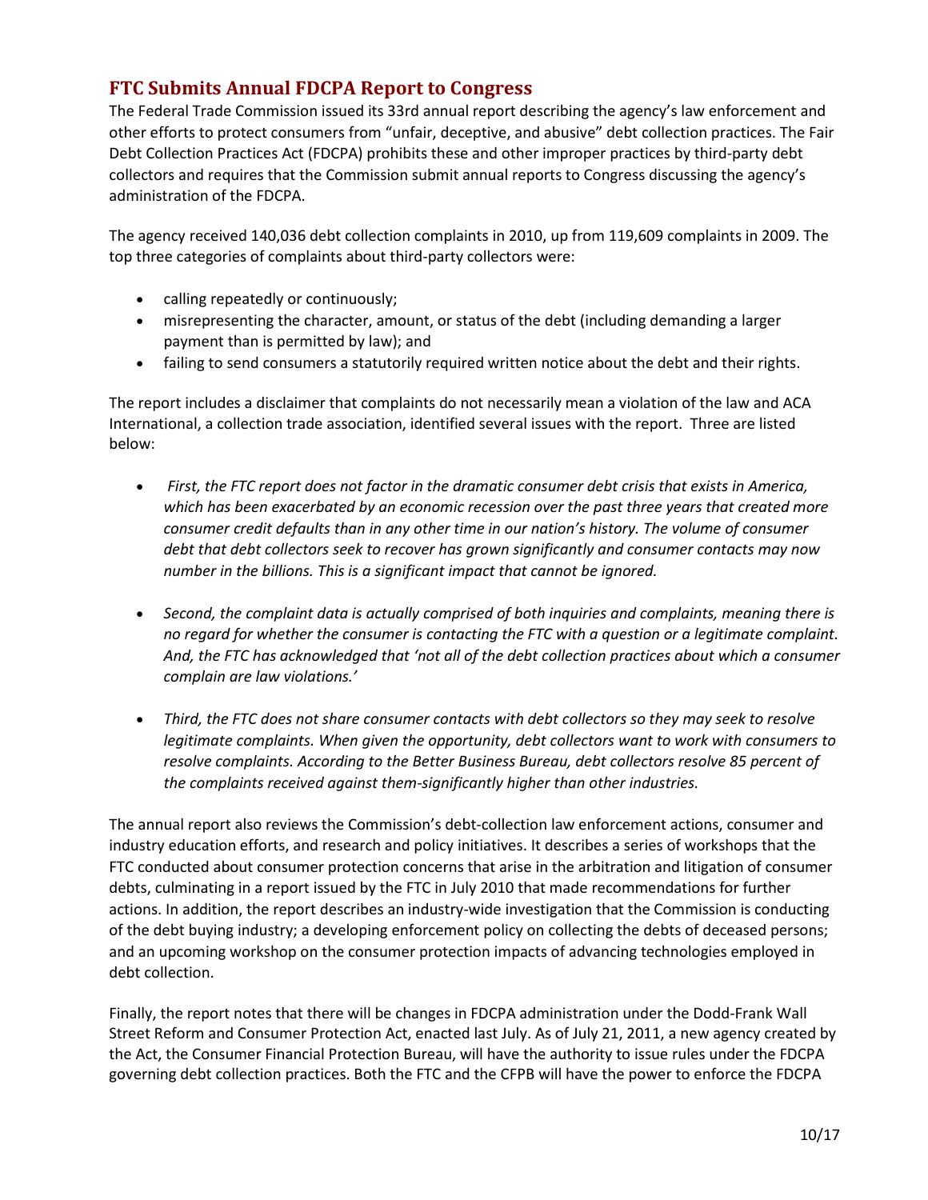## FTC Submits Annual FDCPA Report to Congress

The Federal Trade Commission issued its 33rd annual report describing the agency's law enforcement and other efforts to protect consumers from "unfair, deceptive, and abusive" debt collection practices. The Fair Debt Collection Practices Act (FDCPA) prohibits these and other improper practices by third-party debt collectors and requires that the Commission submit annual reports to Congress discussing the agency's administration of the FDCPA.

The agency received 140,036 debt collection complaints in 2010, up from 119,609 complaints in 2009. The top three categories of complaints about third-party collectors were:

- calling repeatedly or continuously;
- misrepresenting the character, amount, or status of the debt (including demanding a larger payment than is permitted by law); and
- failing to send consumers a statutorily required written notice about the debt and their rights.

The report includes a disclaimer that complaints do not necessarily mean a violation of the law and ACA International, a collection trade association, identified several issues with the report. Three are listed below:

- *First, the FTC report does not factor in the dramatic consumer debt crisis that exists in America, which has been exacerbated by an economic recession over the past three years that created more consumer credit defaults than in any other time in our nation's history. The volume of consumer debt that debt collectors seek to recover has grown significantly and consumer contacts may now number in the billions. This is a significant impact that cannot be ignored.*

- *Second, the complaint data is actually comprised of both inquiries and complaints, meaning there is no regard for whether the consumer is contacting the FTC with a question or a legitimate complaint. And, the FTC has acknowledged that 'not all of the debt collection practices about which a consumer complain are law violations.'*

- *Third, the FTC does not share consumer contacts with debt collectors so they may seek to resolve legitimate complaints. When given the opportunity, debt collectors want to work with consumers to resolve complaints. According to the Better Business Bureau, debt collectors resolve 85 percent of the complaints received against them-significantly higher than other industries.*

The annual report also reviews the Commission's debt-collection law enforcement actions, consumer and industry education efforts, and research and policy initiatives. It describes a series of workshops that the FTC conducted about consumer protection concerns that arise in the arbitration and litigation of consumer debts, culminating in a report issued by the FTC in July 2010 that made recommendations for further actions. In addition, the report describes an industry-wide investigation that the Commission is conducting of the debt buying industry; a developing enforcement policy on collecting the debts of deceased persons; and an upcoming workshop on the consumer protection impacts of advancing technologies employed in debt collection.

Finally, the report notes that there will be changes in FDCPA administration under the Dodd-Frank Wall Street Reform and Consumer Protection Act, enacted last July. As of July 21, 2011, a new agency created by the Act, the Consumer Financial Protection Bureau, will have the authority to issue rules under the FDCPA governing debt collection practices. Both the FTC and the CFPB will have the power to enforce the FDCPA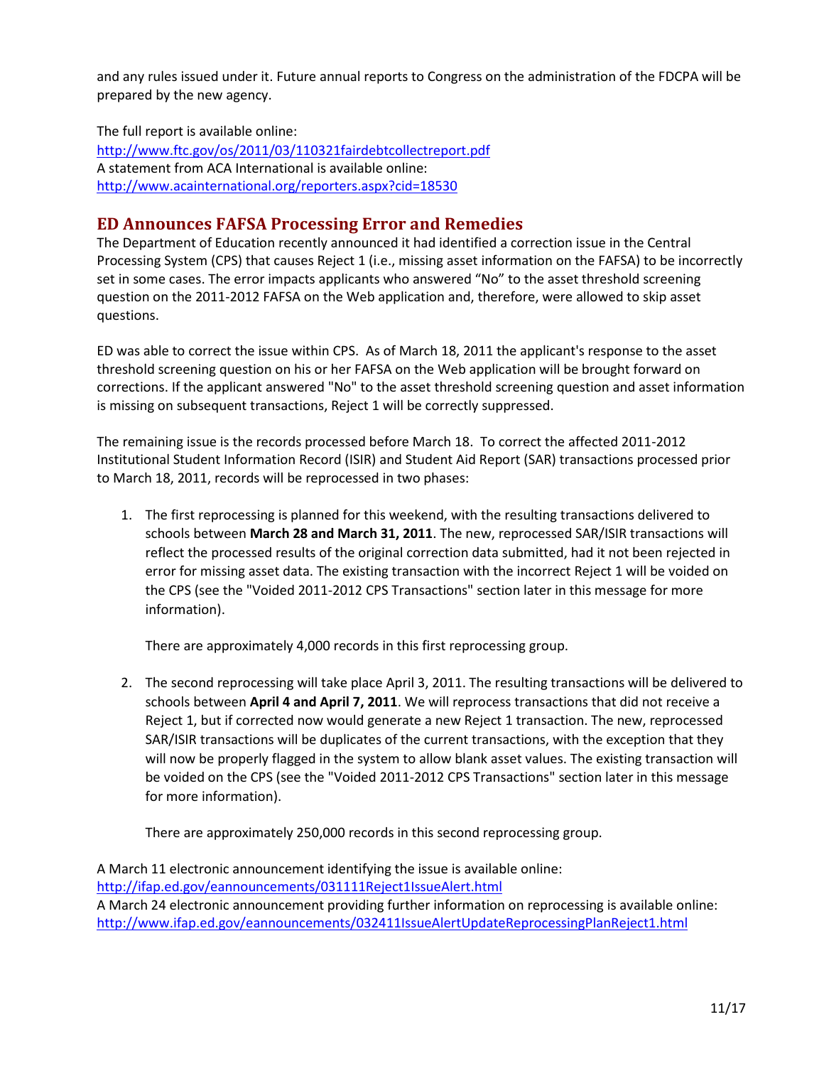and any rules issued under it. Future annual reports to Congress on the administration of the FDCPA will be prepared by the new agency.

The full report is available online:
http://www.ftc.gov/os/2011/03/110321fairdebtcollectreport.pdf
A statement from ACA International is available online:
http://www.acainternational.org/reporters.aspx?cid=18530

## ED Announces FAFSA Processing Error and Remedies

The Department of Education recently announced it had identified a correction issue in the Central Processing System (CPS) that causes Reject 1 (i.e., missing asset information on the FAFSA) to be incorrectly set in some cases. The error impacts applicants who answered "No" to the asset threshold screening question on the 2011-2012 FAFSA on the Web application and, therefore, were allowed to skip asset questions.

ED was able to correct the issue within CPS. As of March 18, 2011 the applicant's response to the asset threshold screening question on his or her FAFSA on the Web application will be brought forward on corrections. If the applicant answered "No" to the asset threshold screening question and asset information is missing on subsequent transactions, Reject 1 will be correctly suppressed.

The remaining issue is the records processed before March 18. To correct the affected 2011-2012 Institutional Student Information Record (ISIR) and Student Aid Report (SAR) transactions processed prior to March 18, 2011, records will be reprocessed in two phases:

1. The first reprocessing is planned for this weekend, with the resulting transactions delivered to schools between **March 28 and March 31, 2011**. The new, reprocessed SAR/ISIR transactions will reflect the processed results of the original correction data submitted, had it not been rejected in error for missing asset data. The existing transaction with the incorrect Reject 1 will be voided on the CPS (see the "Voided 2011-2012 CPS Transactions" section later in this message for more information).

   There are approximately 4,000 records in this first reprocessing group.

2. The second reprocessing will take place April 3, 2011. The resulting transactions will be delivered to schools between **April 4 and April 7, 2011**. We will reprocess transactions that did not receive a Reject 1, but if corrected now would generate a new Reject 1 transaction. The new, reprocessed SAR/ISIR transactions will be duplicates of the current transactions, with the exception that they will now be properly flagged in the system to allow blank asset values. The existing transaction will be voided on the CPS (see the "Voided 2011-2012 CPS Transactions" section later in this message for more information).

   There are approximately 250,000 records in this second reprocessing group.

A March 11 electronic announcement identifying the issue is available online:
http://ifap.ed.gov/eannouncements/031111Reject1IssueAlert.html
A March 24 electronic announcement providing further information on reprocessing is available online:
http://www.ifap.ed.gov/eannouncements/032411IssueAlertUpdateReprocessingPlanReject1.html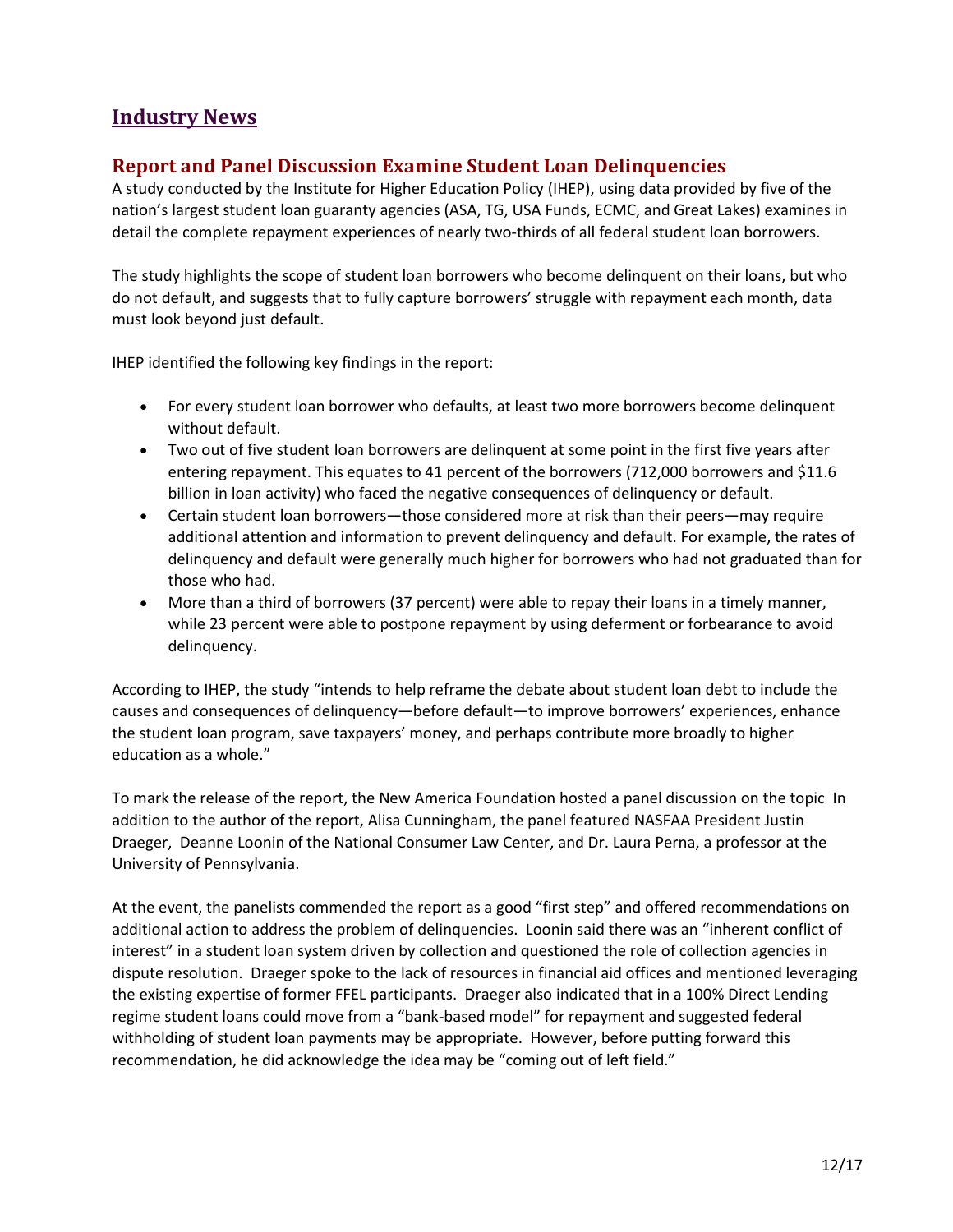# Industry News

## Report and Panel Discussion Examine Student Loan Delinquencies

A study conducted by the Institute for Higher Education Policy (IHEP), using data provided by five of the nation's largest student loan guaranty agencies (ASA, TG, USA Funds, ECMC, and Great Lakes) examines in detail the complete repayment experiences of nearly two-thirds of all federal student loan borrowers.

The study highlights the scope of student loan borrowers who become delinquent on their loans, but who do not default, and suggests that to fully capture borrowers' struggle with repayment each month, data must look beyond just default.

IHEP identified the following key findings in the report:

- For every student loan borrower who defaults, at least two more borrowers become delinquent without default.
- Two out of five student loan borrowers are delinquent at some point in the first five years after entering repayment. This equates to 41 percent of the borrowers (712,000 borrowers and $11.6 billion in loan activity) who faced the negative consequences of delinquency or default.
- Certain student loan borrowers—those considered more at risk than their peers—may require additional attention and information to prevent delinquency and default. For example, the rates of delinquency and default were generally much higher for borrowers who had not graduated than for those who had.
- More than a third of borrowers (37 percent) were able to repay their loans in a timely manner, while 23 percent were able to postpone repayment by using deferment or forbearance to avoid delinquency.

According to IHEP, the study "intends to help reframe the debate about student loan debt to include the causes and consequences of delinquency—before default—to improve borrowers' experiences, enhance the student loan program, save taxpayers' money, and perhaps contribute more broadly to higher education as a whole."

To mark the release of the report, the New America Foundation hosted a panel discussion on the topic In addition to the author of the report, Alisa Cunningham, the panel featured NASFAA President Justin Draeger, Deanne Loonin of the National Consumer Law Center, and Dr. Laura Perna, a professor at the University of Pennsylvania.

At the event, the panelists commended the report as a good "first step" and offered recommendations on additional action to address the problem of delinquencies. Loonin said there was an "inherent conflict of interest" in a student loan system driven by collection and questioned the role of collection agencies in dispute resolution. Draeger spoke to the lack of resources in financial aid offices and mentioned leveraging the existing expertise of former FFEL participants. Draeger also indicated that in a 100% Direct Lending regime student loans could move from a "bank-based model" for repayment and suggested federal withholding of student loan payments may be appropriate. However, before putting forward this recommendation, he did acknowledge the idea may be "coming out of left field."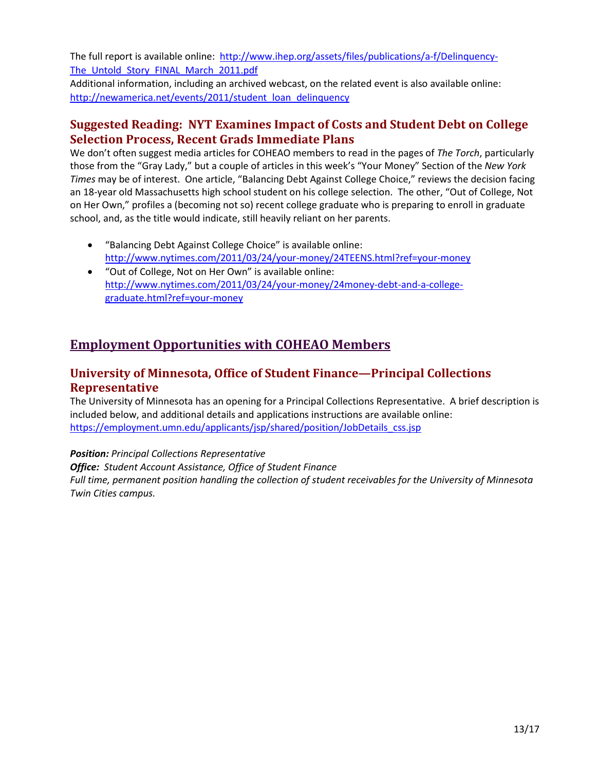The full report is available online: http://www.ihep.org/assets/files/publications/a-f/Delinquency-The_Untold_Story_FINAL_March_2011.pdf

Additional information, including an archived webcast, on the related event is also available online: http://newamerica.net/events/2011/student_loan_delinquency

### Suggested Reading: NYT Examines Impact of Costs and Student Debt on College Selection Process, Recent Grads Immediate Plans

We don't often suggest media articles for COHEAO members to read in the pages of *The Torch*, particularly those from the "Gray Lady," but a couple of articles in this week's "Your Money" Section of the *New York Times* may be of interest. One article, "Balancing Debt Against College Choice," reviews the decision facing an 18-year old Massachusetts high school student on his college selection. The other, "Out of College, Not on Her Own," profiles a (becoming not so) recent college graduate who is preparing to enroll in graduate school, and, as the title would indicate, still heavily reliant on her parents.

- "Balancing Debt Against College Choice" is available online: http://www.nytimes.com/2011/03/24/your-money/24TEENS.html?ref=your-money
- "Out of College, Not on Her Own" is available online: http://www.nytimes.com/2011/03/24/your-money/24money-debt-and-a-college-graduate.html?ref=your-money

## Employment Opportunities with COHEAO Members

### University of Minnesota, Office of Student Finance—Principal Collections Representative

The University of Minnesota has an opening for a Principal Collections Representative. A brief description is included below, and additional details and applications instructions are available online: https://employment.umn.edu/applicants/jsp/shared/position/JobDetails_css.jsp

***Position:*** *Principal Collections Representative*

***Office:*** *Student Account Assistance, Office of Student Finance*

*Full time, permanent position handling the collection of student receivables for the University of Minnesota Twin Cities campus.*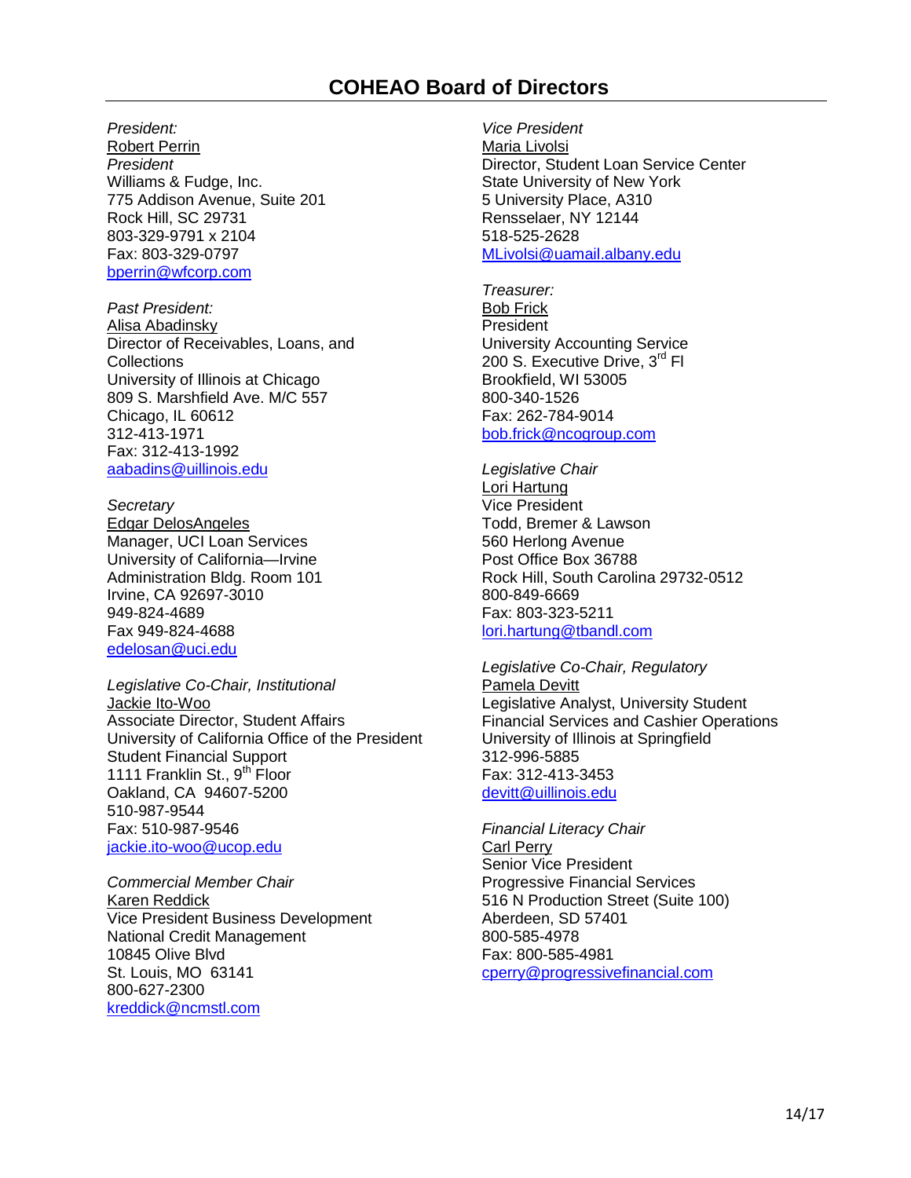# COHEAO Board of Directors

*President:*
Robert Perrin
*President*
Williams & Fudge, Inc.
775 Addison Avenue, Suite 201
Rock Hill, SC 29731
803-329-9791 x 2104
Fax: 803-329-0797
bperrin@wfcorp.com

*Past President:*
Alisa Abadinsky
Director of Receivables, Loans, and Collections
University of Illinois at Chicago
809 S. Marshfield Ave. M/C 557
Chicago, IL 60612
312-413-1971
Fax: 312-413-1992
aabadins@uillinois.edu

*Secretary*
Edgar DelosAngeles
Manager, UCI Loan Services
University of California—Irvine
Administration Bldg. Room 101
Irvine, CA 92697-3010
949-824-4689
Fax 949-824-4688
edelosan@uci.edu

*Legislative Co-Chair, Institutional*
Jackie Ito-Woo
Associate Director, Student Affairs
University of California Office of the President
Student Financial Support
1111 Franklin St., 9th Floor
Oakland, CA 94607-5200
510-987-9544
Fax: 510-987-9546
jackie.ito-woo@ucop.edu

*Commercial Member Chair*
Karen Reddick
Vice President Business Development
National Credit Management
10845 Olive Blvd
St. Louis, MO 63141
800-627-2300
kreddick@ncmstl.com

*Vice President*
Maria Livolsi
Director, Student Loan Service Center
State University of New York
5 University Place, A310
Rensselaer, NY 12144
518-525-2628
MLivolsi@uamail.albany.edu

*Treasurer:*
Bob Frick
President
University Accounting Service
200 S. Executive Drive, 3rd Fl
Brookfield, WI 53005
800-340-1526
Fax: 262-784-9014
bob.frick@ncogroup.com

*Legislative Chair*
Lori Hartung
Vice President
Todd, Bremer & Lawson
560 Herlong Avenue
Post Office Box 36788
Rock Hill, South Carolina 29732-0512
800-849-6669
Fax: 803-323-5211
lori.hartung@tbandl.com

*Legislative Co-Chair, Regulatory*
Pamela Devitt
Legislative Analyst, University Student Financial Services and Cashier Operations
University of Illinois at Springfield
312-996-5885
Fax: 312-413-3453
devitt@uillinois.edu

*Financial Literacy Chair*
Carl Perry
Senior Vice President
Progressive Financial Services
516 N Production Street (Suite 100)
Aberdeen, SD 57401
800-585-4978
Fax: 800-585-4981
cperry@progressivefinancial.com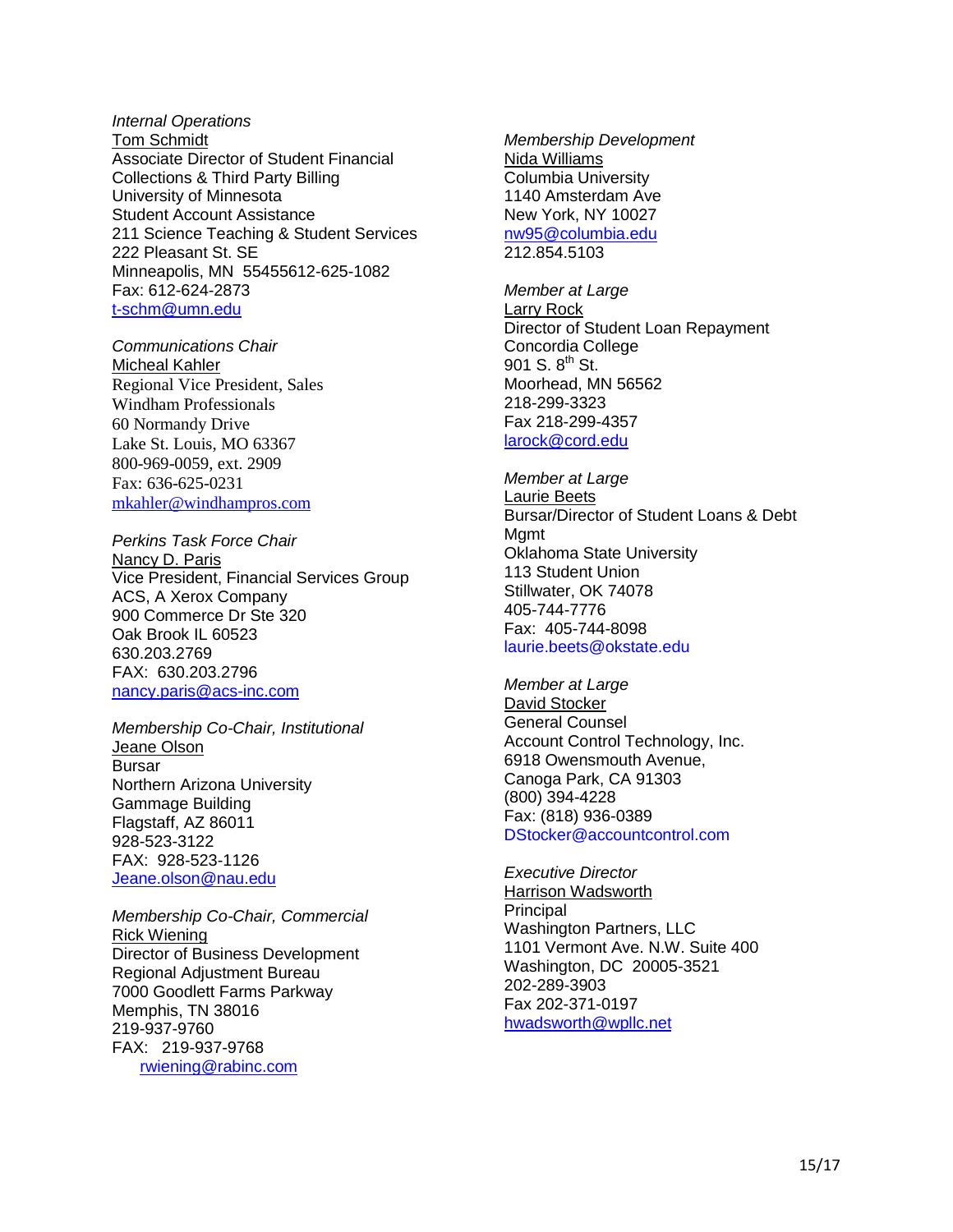*Internal Operations*
Tom Schmidt
Associate Director of Student Financial Collections & Third Party Billing
University of Minnesota
Student Account Assistance
211 Science Teaching & Student Services
222 Pleasant St. SE
Minneapolis, MN 55455612-625-1082
Fax: 612-624-2873
t-schm@umn.edu

*Communications Chair*
Micheal Kahler
Regional Vice President, Sales
Windham Professionals
60 Normandy Drive
Lake St. Louis, MO 63367
800-969-0059, ext. 2909
Fax: 636-625-0231
mkahler@windhampros.com

*Perkins Task Force Chair*
Nancy D. Paris
Vice President, Financial Services Group
ACS, A Xerox Company
900 Commerce Dr Ste 320
Oak Brook IL 60523
630.203.2769
FAX: 630.203.2796
nancy.paris@acs-inc.com

*Membership Co-Chair, Institutional*
Jeane Olson
Bursar
Northern Arizona University
Gammage Building
Flagstaff, AZ 86011
928-523-3122
FAX: 928-523-1126
Jeane.olson@nau.edu

*Membership Co-Chair, Commercial*
Rick Wiening
Director of Business Development
Regional Adjustment Bureau
7000 Goodlett Farms Parkway
Memphis, TN 38016
219-937-9760
FAX: 219-937-9768
rwiening@rabinc.com

*Membership Development*
Nida Williams
Columbia University
1140 Amsterdam Ave
New York, NY 10027
nw95@columbia.edu
212.854.5103

*Member at Large*
Larry Rock
Director of Student Loan Repayment
Concordia College
901 S. 8th St.
Moorhead, MN 56562
218-299-3323
Fax 218-299-4357
larock@cord.edu

*Member at Large*
Laurie Beets
Bursar/Director of Student Loans & Debt Mgmt
Oklahoma State University
113 Student Union
Stillwater, OK 74078
405-744-7776
Fax: 405-744-8098
laurie.beets@okstate.edu

*Member at Large*
David Stocker
General Counsel
Account Control Technology, Inc.
6918 Owensmouth Avenue,
Canoga Park, CA 91303
(800) 394-4228
Fax: (818) 936-0389
DStocker@accountcontrol.com

*Executive Director*
Harrison Wadsworth
Principal
Washington Partners, LLC
1101 Vermont Ave. N.W. Suite 400
Washington, DC 20005-3521
202-289-3903
Fax 202-371-0197
hwadsworth@wpllc.net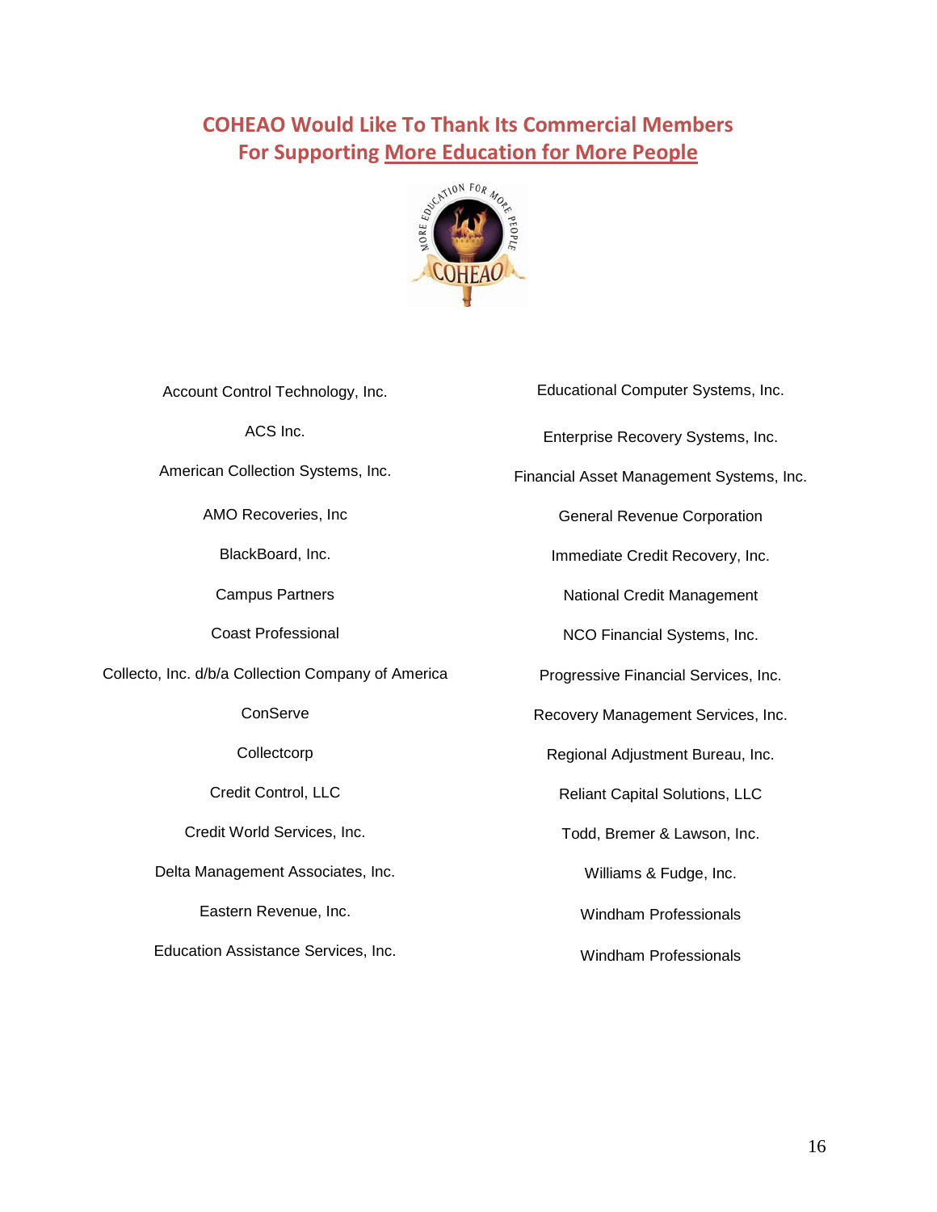## COHEAO Would Like To Thank Its Commercial Members For Supporting More Education for More People

Account Control Technology, Inc.

ACS Inc.

American Collection Systems, Inc.

AMO Recoveries, Inc

BlackBoard, Inc.

Campus Partners

Coast Professional

Collecto, Inc. d/b/a Collection Company of America

ConServe

Collectcorp

Credit Control, LLC

Credit World Services, Inc.

Delta Management Associates, Inc.

Eastern Revenue, Inc.

Education Assistance Services, Inc.

Educational Computer Systems, Inc.

Enterprise Recovery Systems, Inc.

Financial Asset Management Systems, Inc.

General Revenue Corporation

Immediate Credit Recovery, Inc.

National Credit Management

NCO Financial Systems, Inc.

Progressive Financial Services, Inc.

Recovery Management Services, Inc.

Regional Adjustment Bureau, Inc.

Reliant Capital Solutions, LLC

Todd, Bremer & Lawson, Inc.

Williams & Fudge, Inc.

Windham Professionals

Windham Professionals